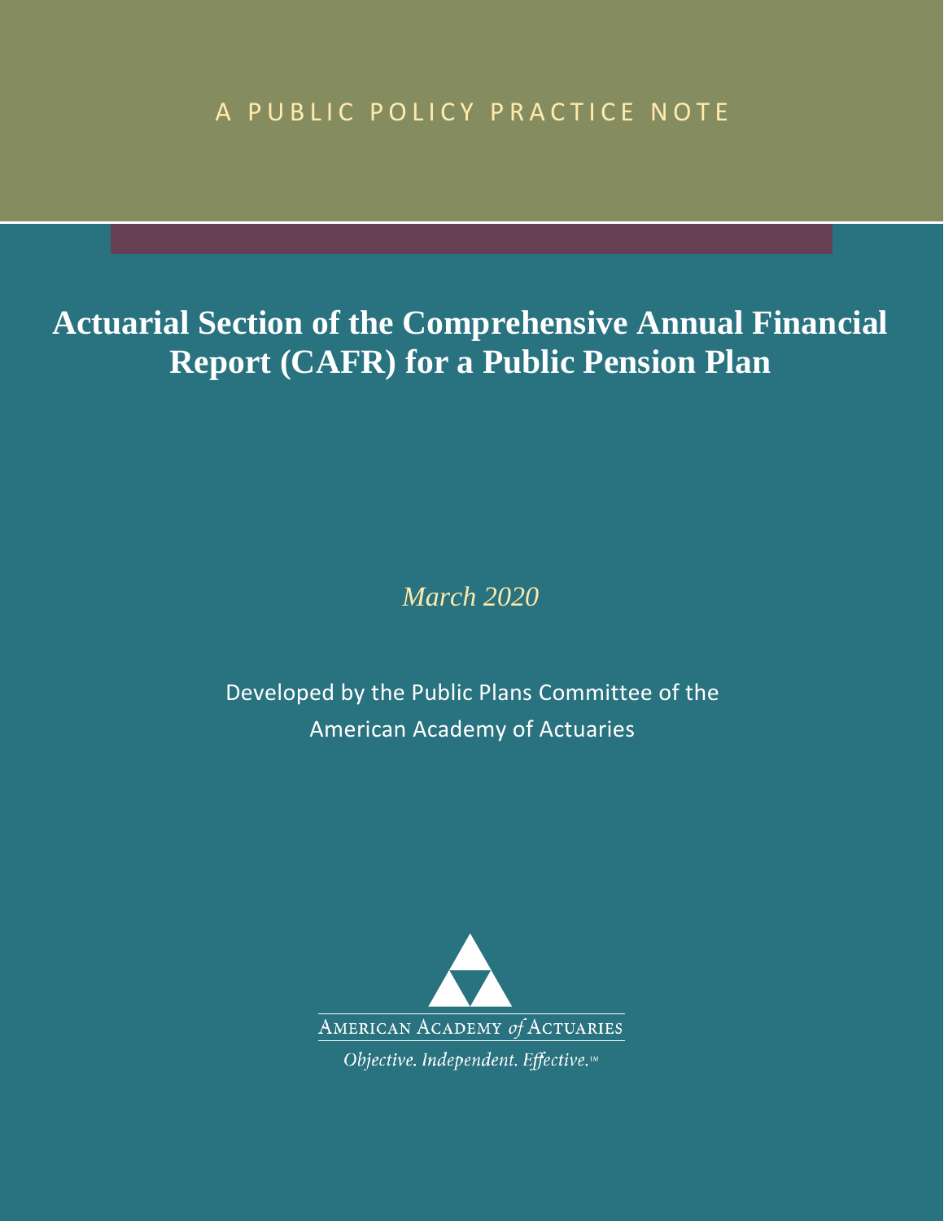A PUBLIC POLICY PRACTICE NOTE

# Actuarial Section of the Comprehensive Annual Financial Report (CAFR) for a Public Pension Plan

*March 2020*

Developed by the Public Plans Committee of the American Academy of Actuaries

AMERICAN ACADEMY *of* ACTUARIES

*Objective. Independent. Effective.*™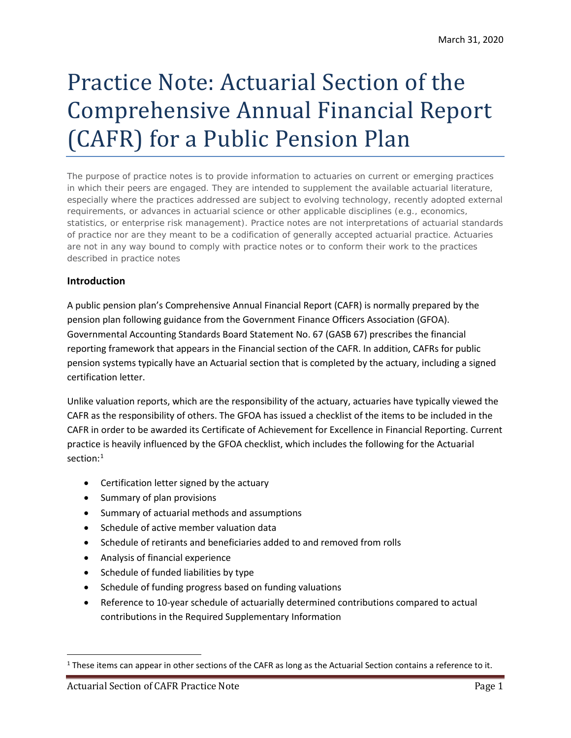March 31, 2020

# Practice Note: Actuarial Section of the Comprehensive Annual Financial Report (CAFR) for a Public Pension Plan

The purpose of practice notes is to provide information to actuaries on current or emerging practices in which their peers are engaged. They are intended to supplement the available actuarial literature, especially where the practices addressed are subject to evolving technology, recently adopted external requirements, or advances in actuarial science or other applicable disciplines (e.g., economics, statistics, or enterprise risk management). Practice notes are not interpretations of actuarial standards of practice nor are they meant to be a codification of generally accepted actuarial practice. Actuaries are not in any way bound to comply with practice notes or to conform their work to the practices described in practice notes

### Introduction

A public pension plan's Comprehensive Annual Financial Report (CAFR) is normally prepared by the pension plan following guidance from the Government Finance Officers Association (GFOA). Governmental Accounting Standards Board Statement No. 67 (GASB 67) prescribes the financial reporting framework that appears in the Financial section of the CAFR. In addition, CAFRs for public pension systems typically have an Actuarial section that is completed by the actuary, including a signed certification letter.

Unlike valuation reports, which are the responsibility of the actuary, actuaries have typically viewed the CAFR as the responsibility of others. The GFOA has issued a checklist of the items to be included in the CAFR in order to be awarded its Certificate of Achievement for Excellence in Financial Reporting. Current practice is heavily influenced by the GFOA checklist, which includes the following for the Actuarial section:[1]

- Certification letter signed by the actuary
- Summary of plan provisions
- Summary of actuarial methods and assumptions
- Schedule of active member valuation data
- Schedule of retirants and beneficiaries added to and removed from rolls
- Analysis of financial experience
- Schedule of funded liabilities by type
- Schedule of funding progress based on funding valuations
- Reference to 10-year schedule of actuarially determined contributions compared to actual contributions in the Required Supplementary Information

[1] These items can appear in other sections of the CAFR as long as the Actuarial Section contains a reference to it.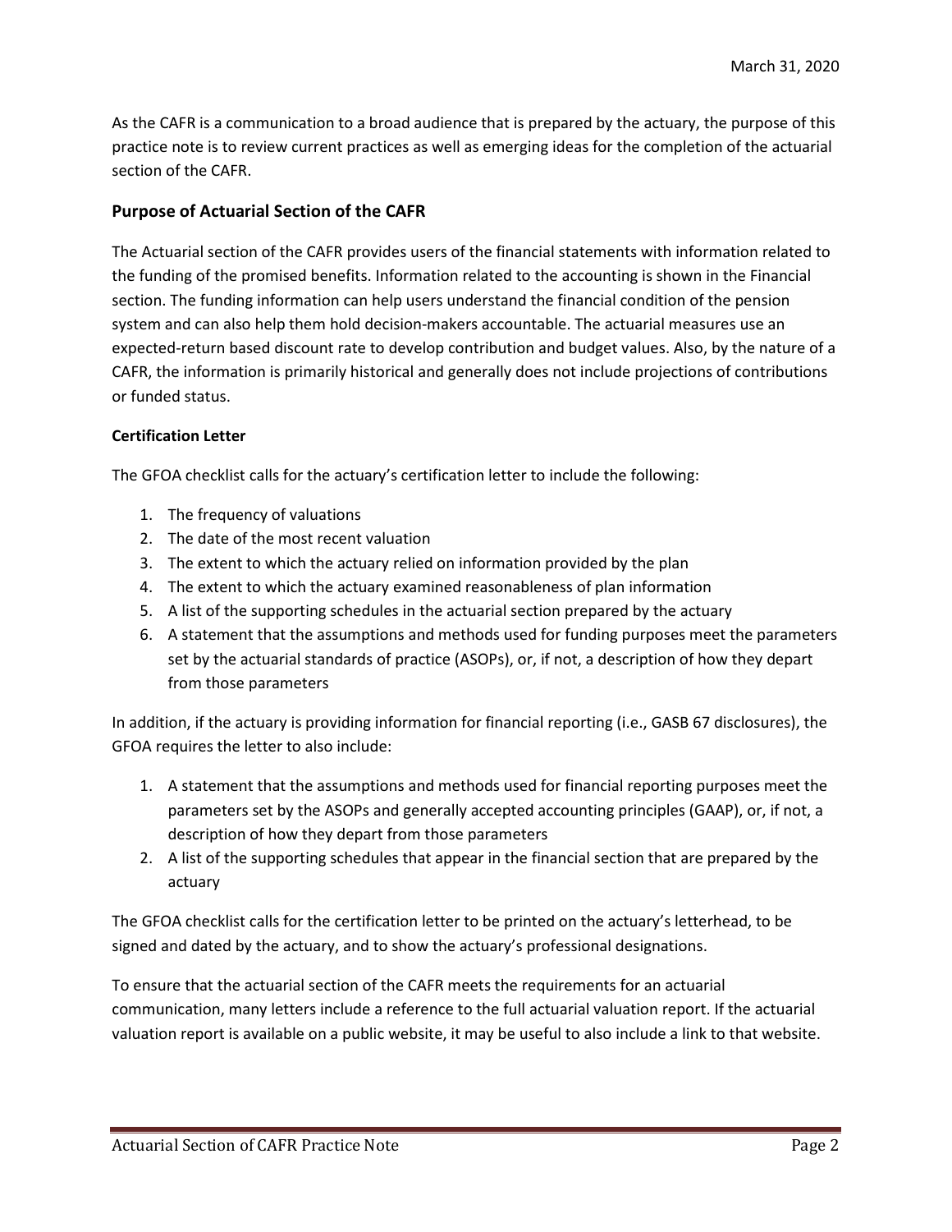March 31, 2020

As the CAFR is a communication to a broad audience that is prepared by the actuary, the purpose of this practice note is to review current practices as well as emerging ideas for the completion of the actuarial section of the CAFR.

## Purpose of Actuarial Section of the CAFR

The Actuarial section of the CAFR provides users of the financial statements with information related to the funding of the promised benefits. Information related to the accounting is shown in the Financial section. The funding information can help users understand the financial condition of the pension system and can also help them hold decision-makers accountable. The actuarial measures use an expected-return based discount rate to develop contribution and budget values. Also, by the nature of a CAFR, the information is primarily historical and generally does not include projections of contributions or funded status.

### Certification Letter

The GFOA checklist calls for the actuary's certification letter to include the following:

1. The frequency of valuations
2. The date of the most recent valuation
3. The extent to which the actuary relied on information provided by the plan
4. The extent to which the actuary examined reasonableness of plan information
5. A list of the supporting schedules in the actuarial section prepared by the actuary
6. A statement that the assumptions and methods used for funding purposes meet the parameters set by the actuarial standards of practice (ASOPs), or, if not, a description of how they depart from those parameters

In addition, if the actuary is providing information for financial reporting (i.e., GASB 67 disclosures), the GFOA requires the letter to also include:

1. A statement that the assumptions and methods used for financial reporting purposes meet the parameters set by the ASOPs and generally accepted accounting principles (GAAP), or, if not, a description of how they depart from those parameters
2. A list of the supporting schedules that appear in the financial section that are prepared by the actuary

The GFOA checklist calls for the certification letter to be printed on the actuary's letterhead, to be signed and dated by the actuary, and to show the actuary's professional designations.

To ensure that the actuarial section of the CAFR meets the requirements for an actuarial communication, many letters include a reference to the full actuarial valuation report. If the actuarial valuation report is available on a public website, it may be useful to also include a link to that website.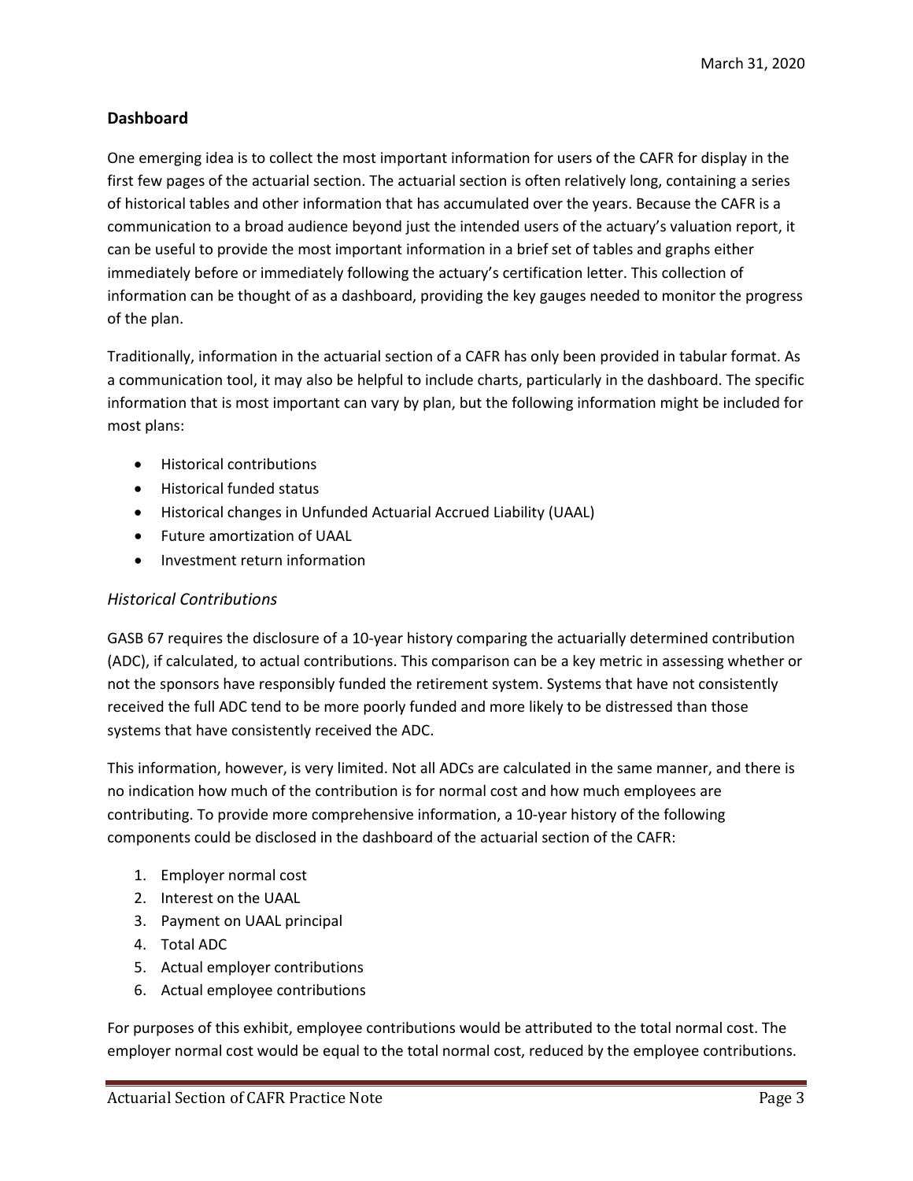## Dashboard

One emerging idea is to collect the most important information for users of the CAFR for display in the first few pages of the actuarial section. The actuarial section is often relatively long, containing a series of historical tables and other information that has accumulated over the years. Because the CAFR is a communication to a broad audience beyond just the intended users of the actuary's valuation report, it can be useful to provide the most important information in a brief set of tables and graphs either immediately before or immediately following the actuary's certification letter. This collection of information can be thought of as a dashboard, providing the key gauges needed to monitor the progress of the plan.

Traditionally, information in the actuarial section of a CAFR has only been provided in tabular format. As a communication tool, it may also be helpful to include charts, particularly in the dashboard. The specific information that is most important can vary by plan, but the following information might be included for most plans:

- Historical contributions
- Historical funded status
- Historical changes in Unfunded Actuarial Accrued Liability (UAAL)
- Future amortization of UAAL
- Investment return information

### *Historical Contributions*

GASB 67 requires the disclosure of a 10-year history comparing the actuarially determined contribution (ADC), if calculated, to actual contributions. This comparison can be a key metric in assessing whether or not the sponsors have responsibly funded the retirement system. Systems that have not consistently received the full ADC tend to be more poorly funded and more likely to be distressed than those systems that have consistently received the ADC.

This information, however, is very limited. Not all ADCs are calculated in the same manner, and there is no indication how much of the contribution is for normal cost and how much employees are contributing. To provide more comprehensive information, a 10-year history of the following components could be disclosed in the dashboard of the actuarial section of the CAFR:

1. Employer normal cost
2. Interest on the UAAL
3. Payment on UAAL principal
4. Total ADC
5. Actual employer contributions
6. Actual employee contributions

For purposes of this exhibit, employee contributions would be attributed to the total normal cost. The employer normal cost would be equal to the total normal cost, reduced by the employee contributions.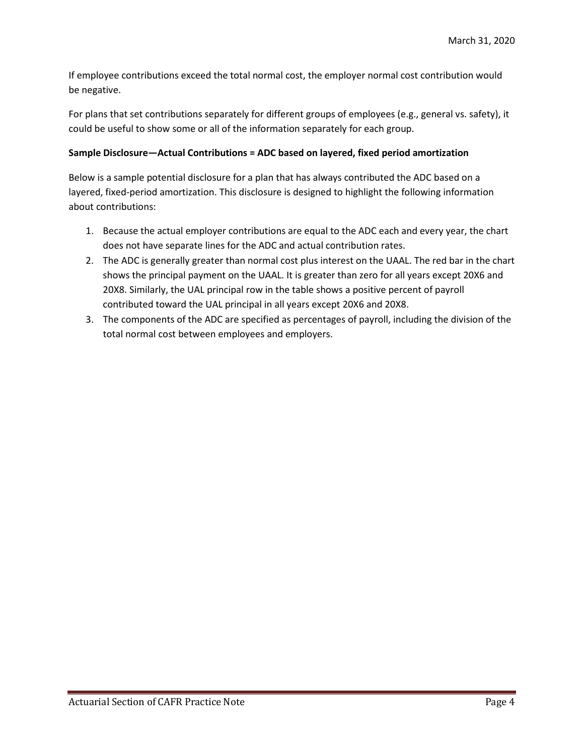If employee contributions exceed the total normal cost, the employer normal cost contribution would be negative.

For plans that set contributions separately for different groups of employees (e.g., general vs. safety), it could be useful to show some or all of the information separately for each group.

**Sample Disclosure—Actual Contributions = ADC based on layered, fixed period amortization**

Below is a sample potential disclosure for a plan that has always contributed the ADC based on a layered, fixed-period amortization. This disclosure is designed to highlight the following information about contributions:

1. Because the actual employer contributions are equal to the ADC each and every year, the chart does not have separate lines for the ADC and actual contribution rates.
2. The ADC is generally greater than normal cost plus interest on the UAAL. The red bar in the chart shows the principal payment on the UAAL. It is greater than zero for all years except 20X6 and 20X8. Similarly, the UAL principal row in the table shows a positive percent of payroll contributed toward the UAL principal in all years except 20X6 and 20X8.
3. The components of the ADC are specified as percentages of payroll, including the division of the total normal cost between employees and employers.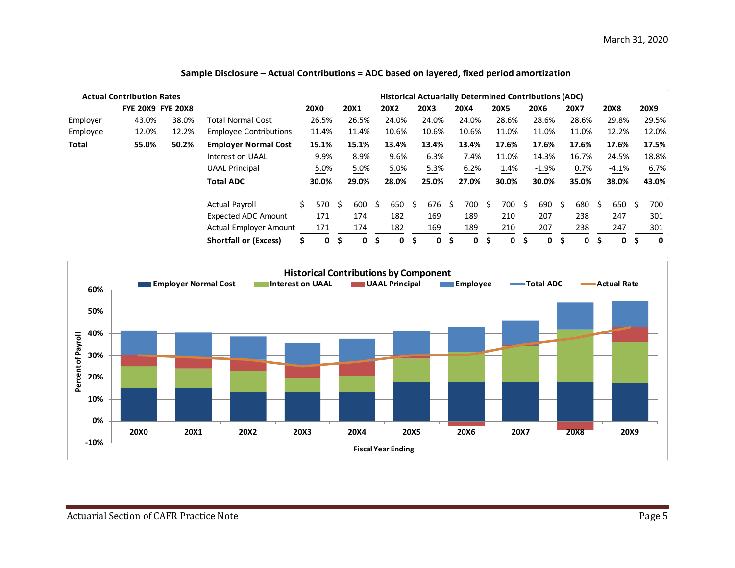**Sample Disclosure – Actual Contributions = ADC based on layered, fixed period amortization**

| Actual Contribution Rates | FYE 20X9 | FYE 20X8 |
|---|---|---|
| Employer | 43.0% | 38.0% |
| Employee | 12.0% | 12.2% |
| **Total** | **55.0%** | **50.2%** |

**Historical Actuarially Determined Contributions (ADC)**

| | 20X0 | 20X1 | 20X2 | 20X3 | 20X4 | 20X5 | 20X6 | 20X7 | 20X8 | 20X9 |
|---|---|---|---|---|---|---|---|---|---|---|
| Total Normal Cost | 26.5% | 26.5% | 24.0% | 24.0% | 24.0% | 28.6% | 28.6% | 28.6% | 29.8% | 29.5% |
| Employee Contributions | 11.4% | 11.4% | 10.6% | 10.6% | 10.6% | 11.0% | 11.0% | 11.0% | 12.2% | 12.0% |
| **Employer Normal Cost** | **15.1%** | **15.1%** | **13.4%** | **13.4%** | **13.4%** | **17.6%** | **17.6%** | **17.6%** | **17.6%** | **17.5%** |
| Interest on UAAL | 9.9% | 8.9% | 9.6% | 6.3% | 7.4% | 11.0% | 14.3% | 16.7% | 24.5% | 18.8% |
| UAAL Principal | 5.0% | 5.0% | 5.0% | 5.3% | 6.2% | 1.4% | -1.9% | 0.7% | -4.1% | 6.7% |
| **Total ADC** | **30.0%** | **29.0%** | **28.0%** | **25.0%** | **27.0%** | **30.0%** | **30.0%** | **35.0%** | **38.0%** | **43.0%** |
| | | | | | | | | | | |
| Actual Payroll | $ 570 | $ 600 | $ 650 | $ 676 | $ 700 | $ 700 | $ 690 | $ 680 | $ 650 | $ 700 |
| Expected ADC Amount | 171 | 174 | 182 | 169 | 189 | 210 | 207 | 238 | 247 | 301 |
| Actual Employer Amount | 171 | 174 | 182 | 169 | 189 | 210 | 207 | 238 | 247 | 301 |
| **Shortfall or (Excess)** | **$ 0** | **$ 0** | **$ 0** | **$ 0** | **$ 0** | **$ 0** | **$ 0** | **$ 0** | **$ 0** | **$ 0** |

**Historical Contributions by Component**

Legend: Employer Normal Cost, Interest on UAAL, UAAL Principal, Employee, Total ADC, Actual Rate

Y-axis: Percent of Payroll (-10% to 60%); X-axis: Fiscal Year Ending (20X0 – 20X9)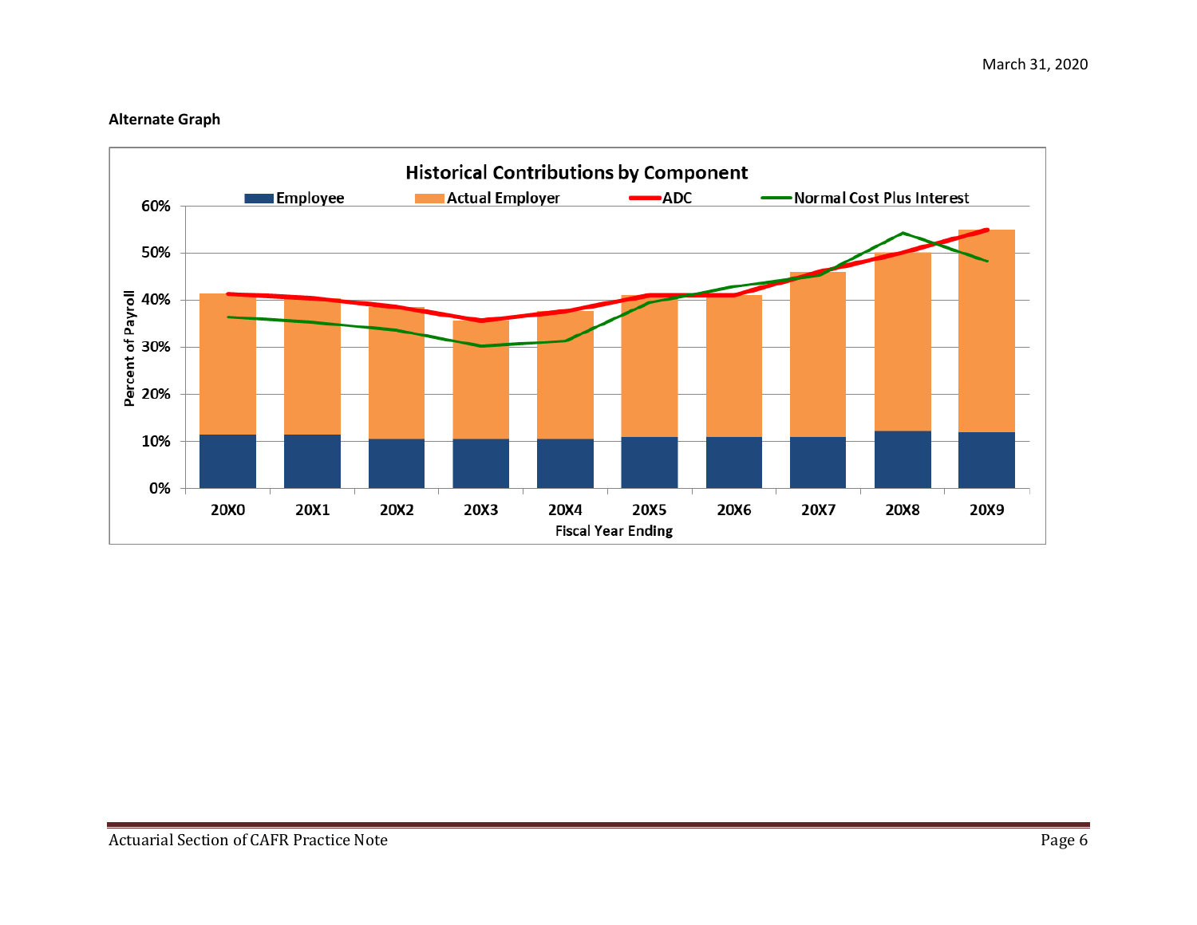March 31, 2020

**Alternate Graph**

Historical Contributions by Component

Employee
Actual Employer
ADC
Normal Cost Plus Interest

60%
50%
40%
30%
20%
10%
0%

Percent of Payroll

20X0
20X1
20X2
20X3
20X4
20X5
20X6
20X7
20X8
20X9

Fiscal Year Ending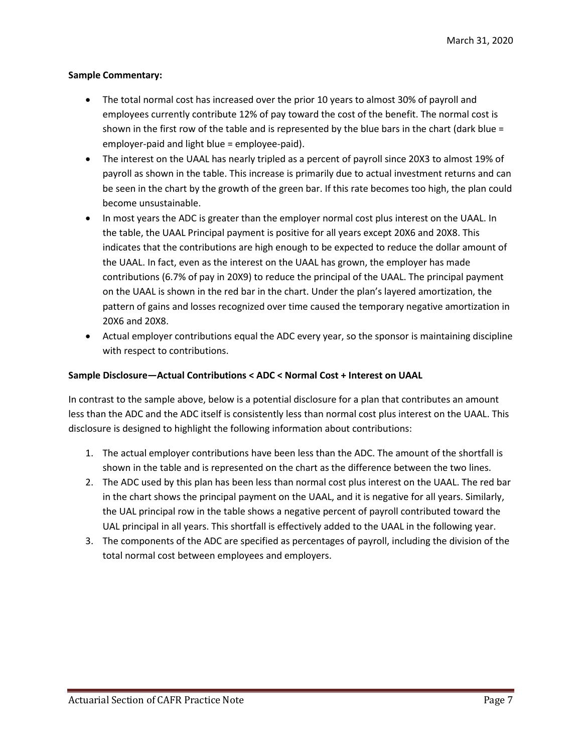**Sample Commentary:**

- The total normal cost has increased over the prior 10 years to almost 30% of payroll and employees currently contribute 12% of pay toward the cost of the benefit. The normal cost is shown in the first row of the table and is represented by the blue bars in the chart (dark blue = employer-paid and light blue = employee-paid).
- The interest on the UAAL has nearly tripled as a percent of payroll since 20X3 to almost 19% of payroll as shown in the table. This increase is primarily due to actual investment returns and can be seen in the chart by the growth of the green bar. If this rate becomes too high, the plan could become unsustainable.
- In most years the ADC is greater than the employer normal cost plus interest on the UAAL. In the table, the UAAL Principal payment is positive for all years except 20X6 and 20X8. This indicates that the contributions are high enough to be expected to reduce the dollar amount of the UAAL. In fact, even as the interest on the UAAL has grown, the employer has made contributions (6.7% of pay in 20X9) to reduce the principal of the UAAL. The principal payment on the UAAL is shown in the red bar in the chart. Under the plan's layered amortization, the pattern of gains and losses recognized over time caused the temporary negative amortization in 20X6 and 20X8.
- Actual employer contributions equal the ADC every year, so the sponsor is maintaining discipline with respect to contributions.

**Sample Disclosure—Actual Contributions < ADC < Normal Cost + Interest on UAAL**

In contrast to the sample above, below is a potential disclosure for a plan that contributes an amount less than the ADC and the ADC itself is consistently less than normal cost plus interest on the UAAL. This disclosure is designed to highlight the following information about contributions:

1. The actual employer contributions have been less than the ADC. The amount of the shortfall is shown in the table and is represented on the chart as the difference between the two lines.
2. The ADC used by this plan has been less than normal cost plus interest on the UAAL. The red bar in the chart shows the principal payment on the UAAL, and it is negative for all years. Similarly, the UAL principal row in the table shows a negative percent of payroll contributed toward the UAL principal in all years. This shortfall is effectively added to the UAAL in the following year.
3. The components of the ADC are specified as percentages of payroll, including the division of the total normal cost between employees and employers.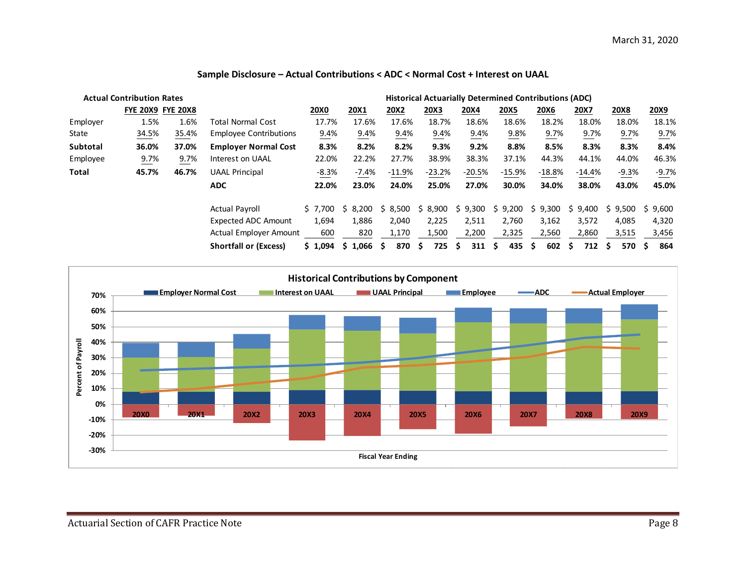March 31, 2020

## Sample Disclosure – Actual Contributions < ADC < Normal Cost + Interest on UAAL

**Actual Contribution Rates**

| | FYE 20X9 | FYE 20X8 |
|---|---|---|
| Employer | 1.5% | 1.6% |
| State | 34.5% | 35.4% |
| **Subtotal** | **36.0%** | **37.0%** |
| Employee | 9.7% | 9.7% |
| **Total** | **45.7%** | **46.7%** |

**Historical Actuarially Determined Contributions (ADC)**

| | 20X0 | 20X1 | 20X2 | 20X3 | 20X4 | 20X5 | 20X6 | 20X7 | 20X8 | 20X9 |
|---|---|---|---|---|---|---|---|---|---|---|
| Total Normal Cost | 17.7% | 17.6% | 17.6% | 18.7% | 18.6% | 18.6% | 18.2% | 18.0% | 18.0% | 18.1% |
| Employee Contributions | 9.4% | 9.4% | 9.4% | 9.4% | 9.4% | 9.8% | 9.7% | 9.7% | 9.7% | 9.7% |
| **Employer Normal Cost** | **8.3%** | **8.2%** | **8.2%** | **9.3%** | **9.2%** | **8.8%** | **8.5%** | **8.3%** | **8.3%** | **8.4%** |
| Interest on UAAL | 22.0% | 22.2% | 27.7% | 38.9% | 38.3% | 37.1% | 44.3% | 44.1% | 44.0% | 46.3% |
| UAAL Principal | -8.3% | -7.4% | -11.9% | -23.2% | -20.5% | -15.9% | -18.8% | -14.4% | -9.3% | -9.7% |
| **ADC** | **22.0%** | **23.0%** | **24.0%** | **25.0%** | **27.0%** | **30.0%** | **34.0%** | **38.0%** | **43.0%** | **45.0%** |
| | | | | | | | | | | |
| Actual Payroll | $ 7,700 | $ 8,200 | $ 8,500 | $ 8,900 | $ 9,300 | $ 9,200 | $ 9,300 | $ 9,400 | $ 9,500 | $ 9,600 |
| Expected ADC Amount | 1,694 | 1,886 | 2,040 | 2,225 | 2,511 | 2,760 | 3,162 | 3,572 | 4,085 | 4,320 |
| Actual Employer Amount | 600 | 820 | 1,170 | 1,500 | 2,200 | 2,325 | 2,560 | 2,860 | 3,515 | 3,456 |
| **Shortfall or (Excess)** | **$ 1,094** | **$ 1,066** | **$ 870** | **$ 725** | **$ 311** | **$ 435** | **$ 602** | **$ 712** | **$ 570** | **$ 864** |

**Historical Contributions by Component**

Employer Normal Cost
Interest on UAAL
UAAL Principal
Employee
ADC
Actual Employer

Percent of Payroll

70%
60%
50%
40%
30%
20%
10%
0%
-10%
-20%
-30%

20X0 20X1 20X2 20X3 20X4 20X5 20X6 20X7 20X8 20X9

Fiscal Year Ending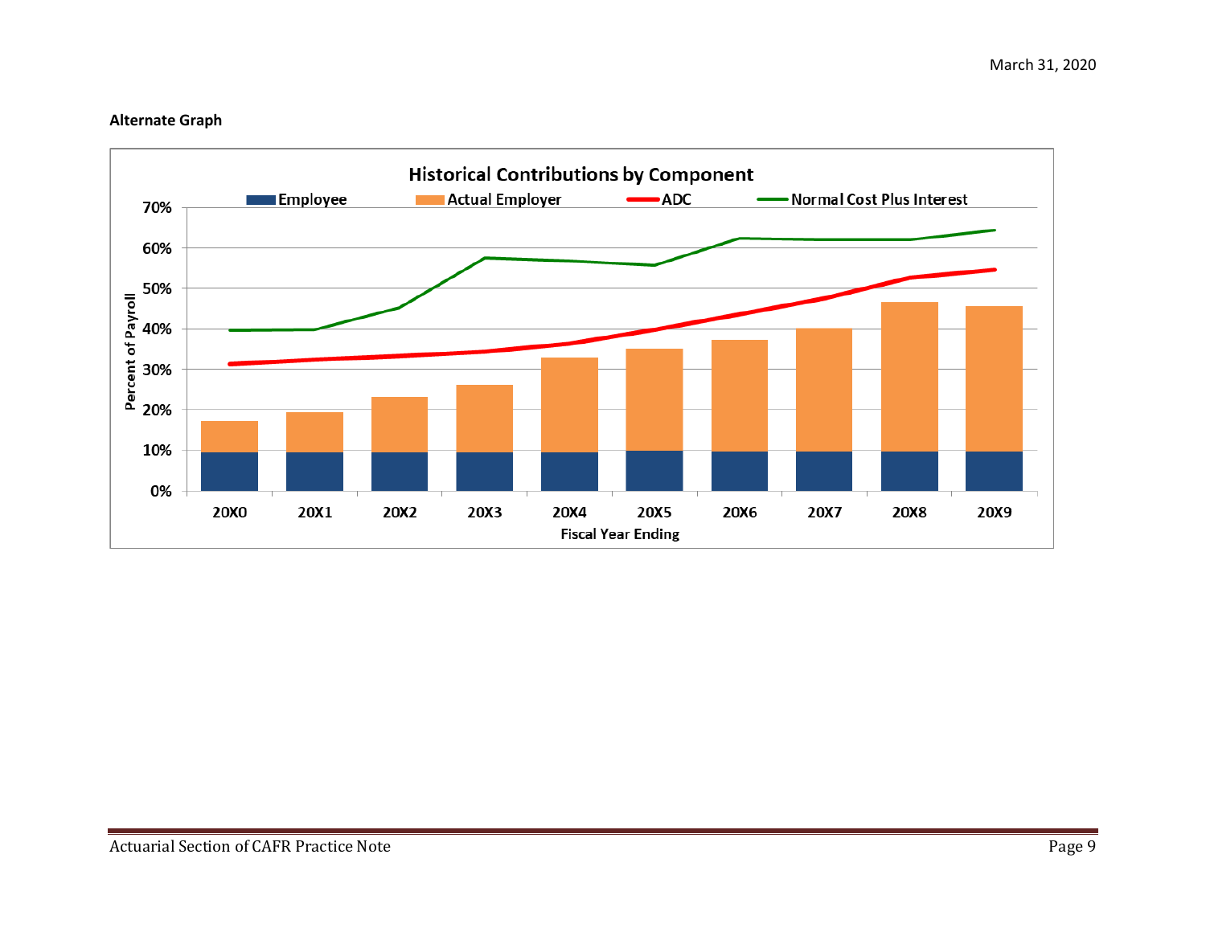**Alternate Graph**

Historical Contributions by Component

Employee
Actual Employer
ADC
Normal Cost Plus Interest

70%
60%
50%
40%
30%
20%
10%
0%

Percent of Payroll

20X0
20X1
20X2
20X3
20X4
20X5
20X6
20X7
20X8
20X9

Fiscal Year Ending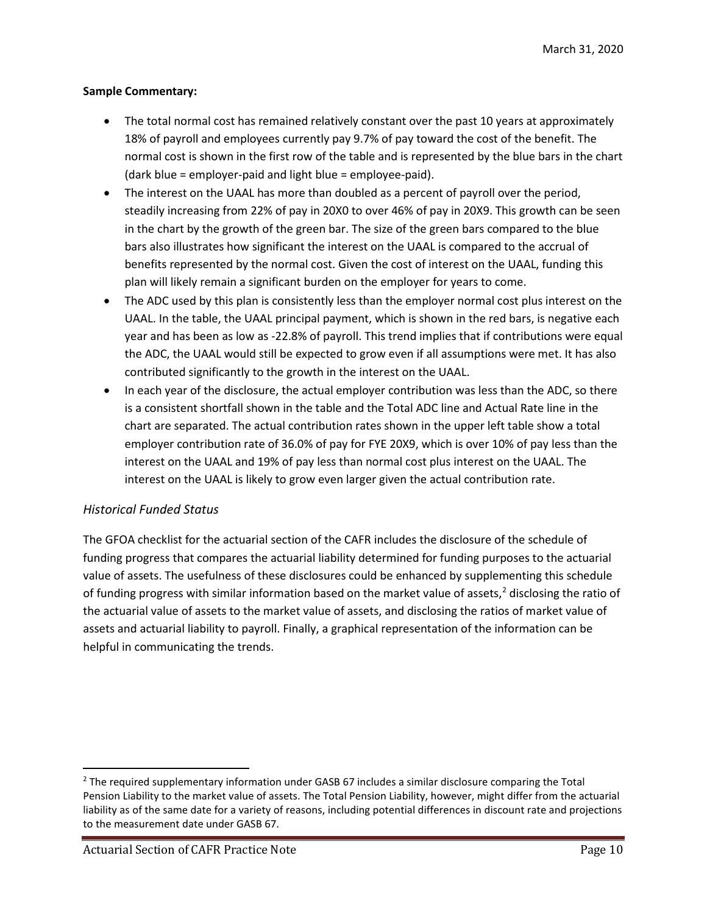**Sample Commentary:**

- The total normal cost has remained relatively constant over the past 10 years at approximately 18% of payroll and employees currently pay 9.7% of pay toward the cost of the benefit. The normal cost is shown in the first row of the table and is represented by the blue bars in the chart (dark blue = employer-paid and light blue = employee-paid).
- The interest on the UAAL has more than doubled as a percent of payroll over the period, steadily increasing from 22% of pay in 20X0 to over 46% of pay in 20X9. This growth can be seen in the chart by the growth of the green bar. The size of the green bars compared to the blue bars also illustrates how significant the interest on the UAAL is compared to the accrual of benefits represented by the normal cost. Given the cost of interest on the UAAL, funding this plan will likely remain a significant burden on the employer for years to come.
- The ADC used by this plan is consistently less than the employer normal cost plus interest on the UAAL. In the table, the UAAL principal payment, which is shown in the red bars, is negative each year and has been as low as -22.8% of payroll. This trend implies that if contributions were equal the ADC, the UAAL would still be expected to grow even if all assumptions were met. It has also contributed significantly to the growth in the interest on the UAAL.
- In each year of the disclosure, the actual employer contribution was less than the ADC, so there is a consistent shortfall shown in the table and the Total ADC line and Actual Rate line in the chart are separated. The actual contribution rates shown in the upper left table show a total employer contribution rate of 36.0% of pay for FYE 20X9, which is over 10% of pay less than the interest on the UAAL and 19% of pay less than normal cost plus interest on the UAAL. The interest on the UAAL is likely to grow even larger given the actual contribution rate.

### *Historical Funded Status*

The GFOA checklist for the actuarial section of the CAFR includes the disclosure of the schedule of funding progress that compares the actuarial liability determined for funding purposes to the actuarial value of assets. The usefulness of these disclosures could be enhanced by supplementing this schedule of funding progress with similar information based on the market value of assets,[2] disclosing the ratio of the actuarial value of assets to the market value of assets, and disclosing the ratios of market value of assets and actuarial liability to payroll. Finally, a graphical representation of the information can be helpful in communicating the trends.

[2] The required supplementary information under GASB 67 includes a similar disclosure comparing the Total Pension Liability to the market value of assets. The Total Pension Liability, however, might differ from the actuarial liability as of the same date for a variety of reasons, including potential differences in discount rate and projections to the measurement date under GASB 67.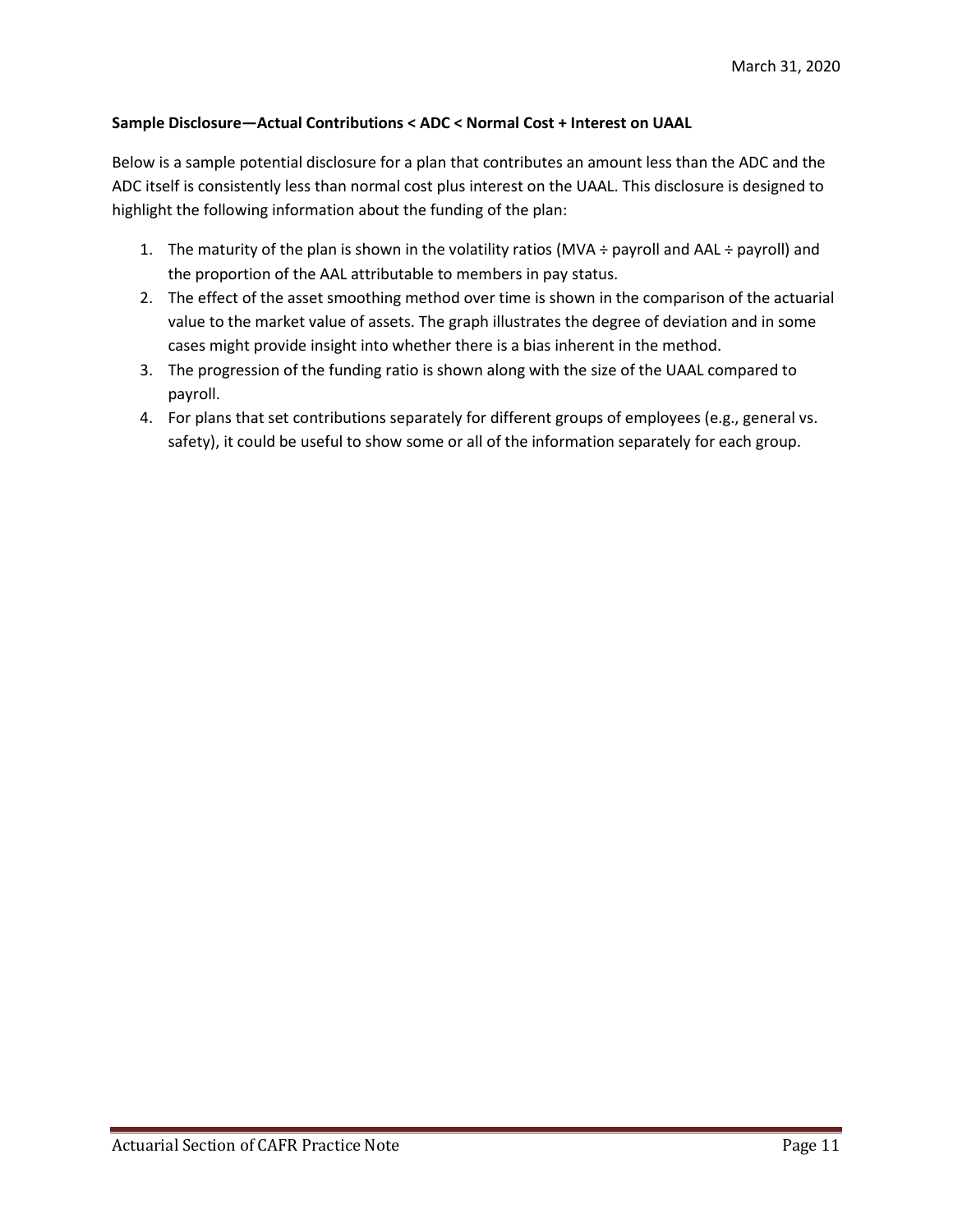**Sample Disclosure—Actual Contributions < ADC < Normal Cost + Interest on UAAL**

Below is a sample potential disclosure for a plan that contributes an amount less than the ADC and the ADC itself is consistently less than normal cost plus interest on the UAAL. This disclosure is designed to highlight the following information about the funding of the plan:

1. The maturity of the plan is shown in the volatility ratios (MVA ÷ payroll and AAL ÷ payroll) and the proportion of the AAL attributable to members in pay status.
2. The effect of the asset smoothing method over time is shown in the comparison of the actuarial value to the market value of assets. The graph illustrates the degree of deviation and in some cases might provide insight into whether there is a bias inherent in the method.
3. The progression of the funding ratio is shown along with the size of the UAAL compared to payroll.
4. For plans that set contributions separately for different groups of employees (e.g., general vs. safety), it could be useful to show some or all of the information separately for each group.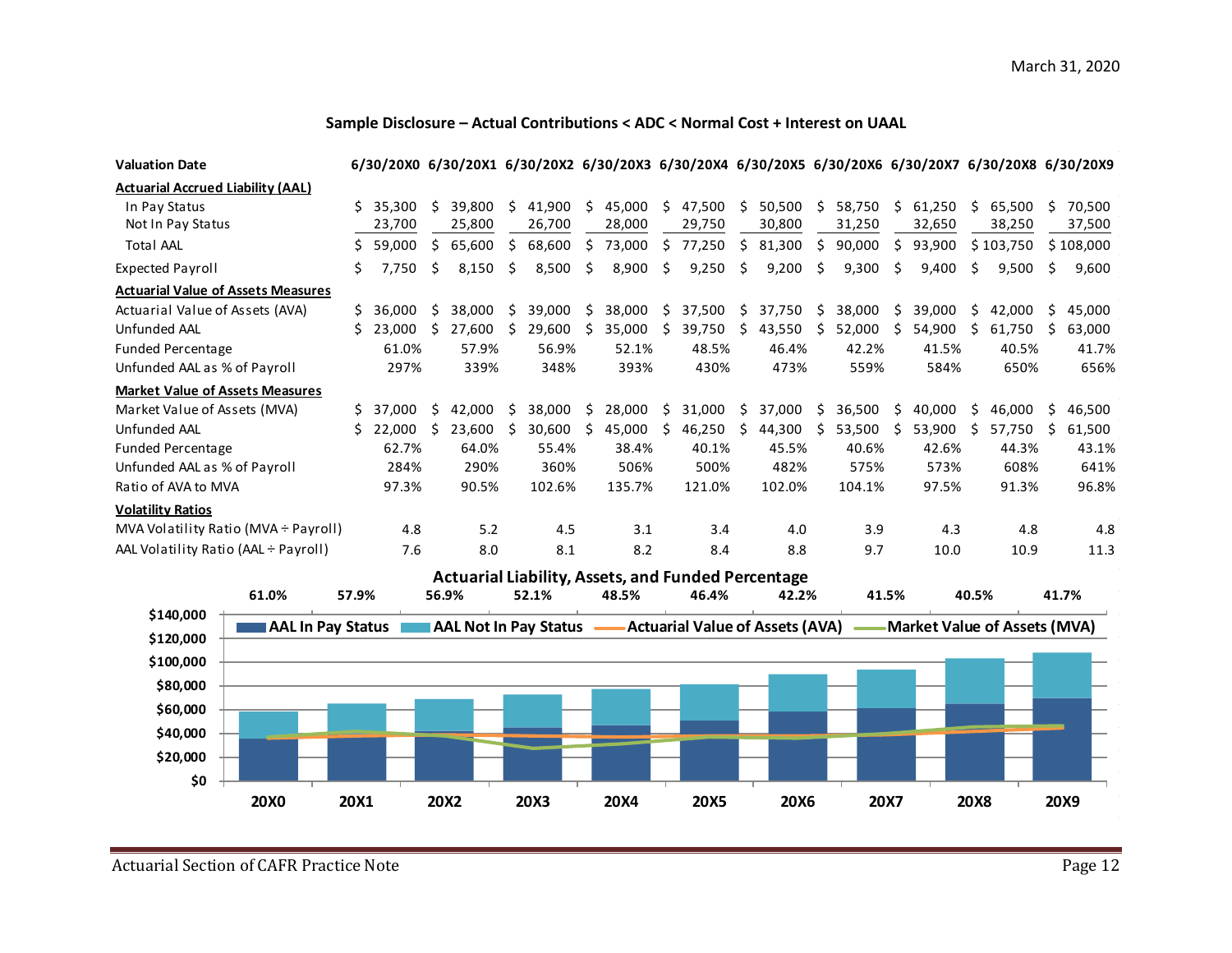**Sample Disclosure – Actual Contributions < ADC < Normal Cost + Interest on UAAL**

| Valuation Date | 6/30/20X0 | 6/30/20X1 | 6/30/20X2 | 6/30/20X3 | 6/30/20X4 | 6/30/20X5 | 6/30/20X6 | 6/30/20X7 | 6/30/20X8 | 6/30/20X9 |
|---|---|---|---|---|---|---|---|---|---|---|
| **Actuarial Accrued Liability (AAL)** | | | | | | | | | | |
| In Pay Status | $ 35,300 | $ 39,800 | $ 41,900 | $ 45,000 | $ 47,500 | $ 50,500 | $ 58,750 | $ 61,250 | $ 65,500 | $ 70,500 |
| Not In Pay Status | 23,700 | 25,800 | 26,700 | 28,000 | 29,750 | 30,800 | 31,250 | 32,650 | 38,250 | 37,500 |
| Total AAL | $ 59,000 | $ 65,600 | $ 68,600 | $ 73,000 | $ 77,250 | $ 81,300 | $ 90,000 | $ 93,900 | $ 103,750 | $ 108,000 |
| Expected Payroll | $ 7,750 | $ 8,150 | $ 8,500 | $ 8,900 | $ 9,250 | $ 9,200 | $ 9,300 | $ 9,400 | $ 9,500 | $ 9,600 |
| **Actuarial Value of Assets Measures** | | | | | | | | | | |
| Actuarial Value of Assets (AVA) | $ 36,000 | $ 38,000 | $ 39,000 | $ 38,000 | $ 37,500 | $ 37,750 | $ 38,000 | $ 39,000 | $ 42,000 | $ 45,000 |
| Unfunded AAL | $ 23,000 | $ 27,600 | $ 29,600 | $ 35,000 | $ 39,750 | $ 43,550 | $ 52,000 | $ 54,900 | $ 61,750 | $ 63,000 |
| Funded Percentage | 61.0% | 57.9% | 56.9% | 52.1% | 48.5% | 46.4% | 42.2% | 41.5% | 40.5% | 41.7% |
| Unfunded AAL as % of Payroll | 297% | 339% | 348% | 393% | 430% | 473% | 559% | 584% | 650% | 656% |
| **Market Value of Assets Measures** | | | | | | | | | | |
| Market Value of Assets (MVA) | $ 37,000 | $ 42,000 | $ 38,000 | $ 28,000 | $ 31,000 | $ 37,000 | $ 36,500 | $ 40,000 | $ 46,000 | $ 46,500 |
| Unfunded AAL | $ 22,000 | $ 23,600 | $ 30,600 | $ 45,000 | $ 46,250 | $ 44,300 | $ 53,500 | $ 53,900 | $ 57,750 | $ 61,500 |
| Funded Percentage | 62.7% | 64.0% | 55.4% | 38.4% | 40.1% | 45.5% | 40.6% | 42.6% | 44.3% | 43.1% |
| Unfunded AAL as % of Payroll | 284% | 290% | 360% | 506% | 500% | 482% | 575% | 573% | 608% | 641% |
| Ratio of AVA to MVA | 97.3% | 90.5% | 102.6% | 135.7% | 121.0% | 102.0% | 104.1% | 97.5% | 91.3% | 96.8% |
| **Volatility Ratios** | | | | | | | | | | |
| MVA Volatility Ratio (MVA ÷ Payroll) | 4.8 | 5.2 | 4.5 | 3.1 | 3.4 | 4.0 | 3.9 | 4.3 | 4.8 | 4.8 |
| AAL Volatility Ratio (AAL ÷ Payroll) | 7.6 | 8.0 | 8.1 | 8.2 | 8.4 | 8.8 | 9.7 | 10.0 | 10.9 | 11.3 |

**Actuarial Liability, Assets, and Funded Percentage**

61.0% 57.9% 56.9% 52.1% 48.5% 46.4% 42.2% 41.5% 40.5% 41.7%

AAL In Pay Status, AAL Not In Pay Status, Actuarial Value of Assets (AVA), Market Value of Assets (MVA)

$140,000 $120,000 $100,000 $80,000 $60,000 $40,000 $20,000 $0

20X0 20X1 20X2 20X3 20X4 20X5 20X6 20X7 20X8 20X9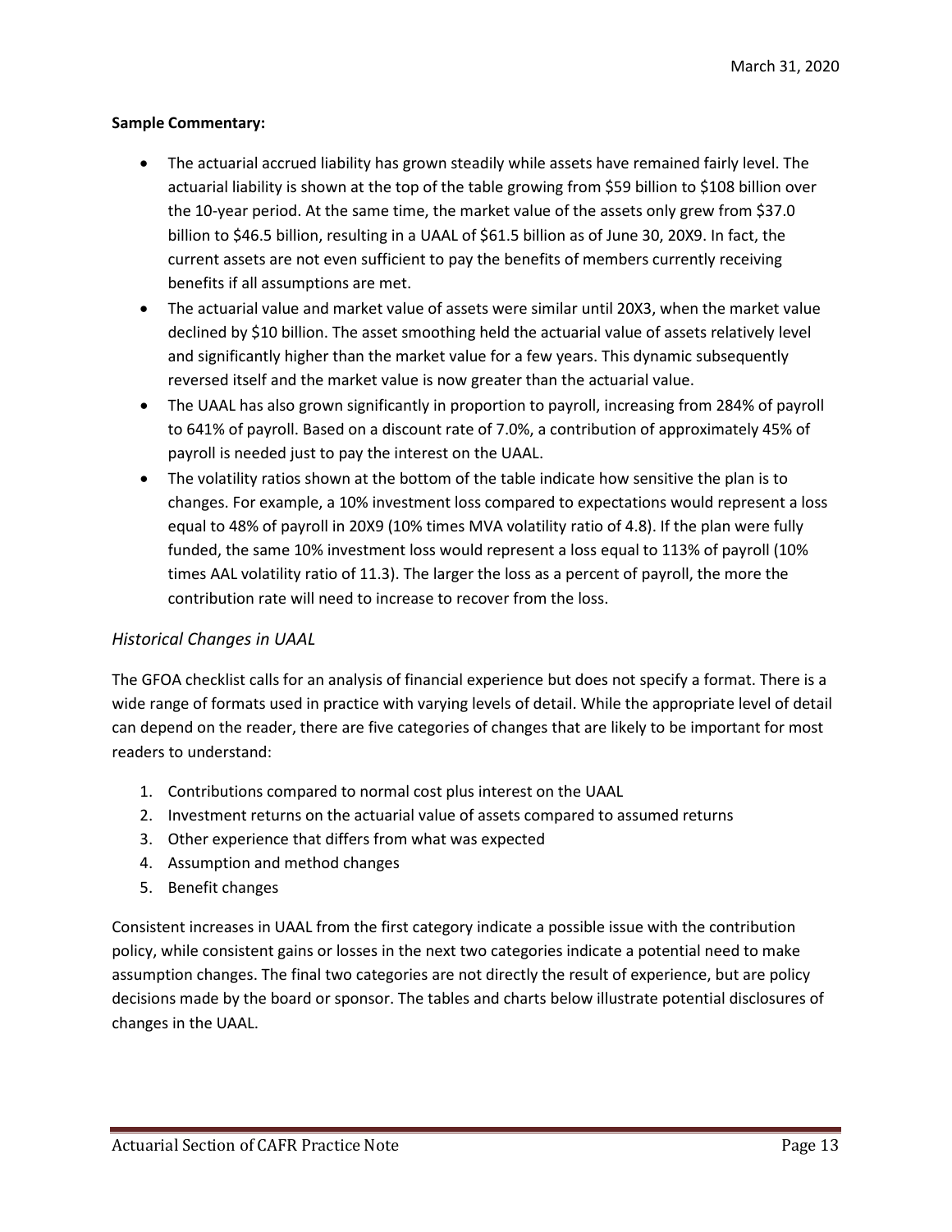**Sample Commentary:**

- The actuarial accrued liability has grown steadily while assets have remained fairly level. The actuarial liability is shown at the top of the table growing from $59 billion to $108 billion over the 10-year period. At the same time, the market value of the assets only grew from $37.0 billion to $46.5 billion, resulting in a UAAL of $61.5 billion as of June 30, 20X9. In fact, the current assets are not even sufficient to pay the benefits of members currently receiving benefits if all assumptions are met.
- The actuarial value and market value of assets were similar until 20X3, when the market value declined by $10 billion. The asset smoothing held the actuarial value of assets relatively level and significantly higher than the market value for a few years. This dynamic subsequently reversed itself and the market value is now greater than the actuarial value.
- The UAAL has also grown significantly in proportion to payroll, increasing from 284% of payroll to 641% of payroll. Based on a discount rate of 7.0%, a contribution of approximately 45% of payroll is needed just to pay the interest on the UAAL.
- The volatility ratios shown at the bottom of the table indicate how sensitive the plan is to changes. For example, a 10% investment loss compared to expectations would represent a loss equal to 48% of payroll in 20X9 (10% times MVA volatility ratio of 4.8). If the plan were fully funded, the same 10% investment loss would represent a loss equal to 113% of payroll (10% times AAL volatility ratio of 11.3). The larger the loss as a percent of payroll, the more the contribution rate will need to increase to recover from the loss.

## *Historical Changes in UAAL*

The GFOA checklist calls for an analysis of financial experience but does not specify a format. There is a wide range of formats used in practice with varying levels of detail. While the appropriate level of detail can depend on the reader, there are five categories of changes that are likely to be important for most readers to understand:

1. Contributions compared to normal cost plus interest on the UAAL
2. Investment returns on the actuarial value of assets compared to assumed returns
3. Other experience that differs from what was expected
4. Assumption and method changes
5. Benefit changes

Consistent increases in UAAL from the first category indicate a possible issue with the contribution policy, while consistent gains or losses in the next two categories indicate a potential need to make assumption changes. The final two categories are not directly the result of experience, but are policy decisions made by the board or sponsor. The tables and charts below illustrate potential disclosures of changes in the UAAL.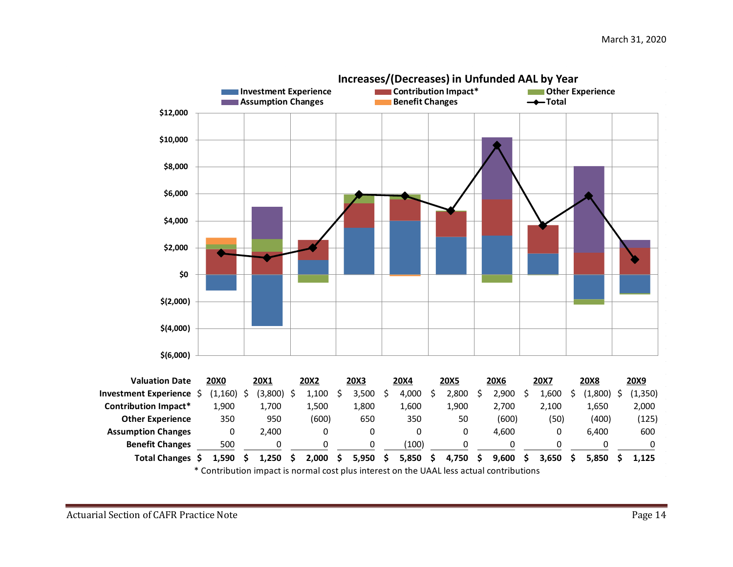Increases/(Decreases) in Unfunded AAL by Year

Investment Experience
Contribution Impact*
Other Experience
Assumption Changes
Benefit Changes
Total

$12,000
$10,000
$8,000
$6,000
$4,000
$2,000
$0
$(2,000)
$(4,000)
$(6,000)

| Valuation Date | 20X0 | 20X1 | 20X2 | 20X3 | 20X4 | 20X5 | 20X6 | 20X7 | 20X8 | 20X9 |
|---|---|---|---|---|---|---|---|---|---|---|
| Investment Experience | $ (1,160) | $ (3,800) | $ 1,100 | $ 3,500 | $ 4,000 | $ 2,800 | $ 2,900 | $ 1,600 | $ (1,800) | $ (1,350) |
| Contribution Impact* | 1,900 | 1,700 | 1,500 | 1,800 | 1,600 | 1,900 | 2,700 | 2,100 | 1,650 | 2,000 |
| Other Experience | 350 | 950 | (600) | 650 | 350 | 50 | (600) | (50) | (400) | (125) |
| Assumption Changes | 0 | 2,400 | 0 | 0 | 0 | 0 | 4,600 | 0 | 6,400 | 600 |
| Benefit Changes | 500 | 0 | 0 | 0 | (100) | 0 | 0 | 0 | 0 | 0 |
| **Total Changes** | **$ 1,590** | **$ 1,250** | **$ 2,000** | **$ 5,950** | **$ 5,850** | **$ 4,750** | **$ 9,600** | **$ 3,650** | **$ 5,850** | **$ 1,125** |

\* Contribution impact is normal cost plus interest on the UAAL less actual contributions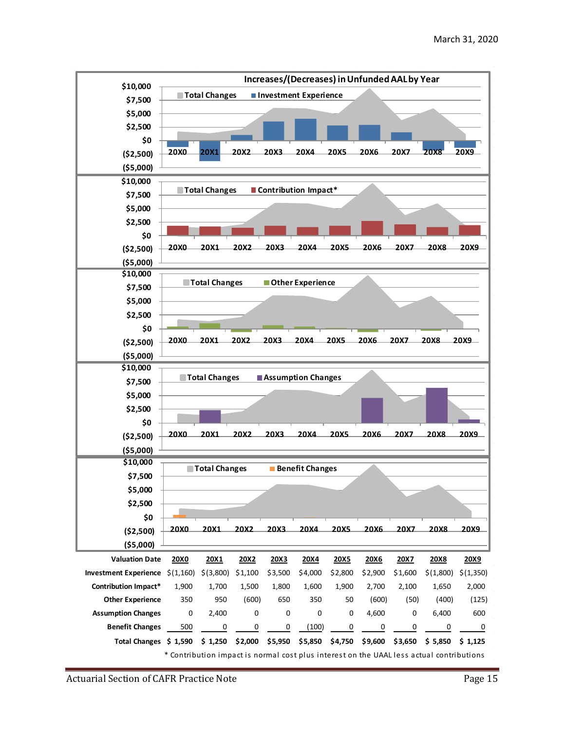Increases/(Decreases) in Unfunded AAL by Year

Total Changes
Investment Experience

$10,000
$7,500
$5,000
$2,500
$0
($2,500)
($5,000)

20X0 20X1 20X2 20X3 20X4 20X5 20X6 20X7 20X8 20X9

Total Changes
Contribution Impact*

$10,000
$7,500
$5,000
$2,500
$0
($2,500)
($5,000)

20X0 20X1 20X2 20X3 20X4 20X5 20X6 20X7 20X8 20X9

Total Changes
Other Experience

$10,000
$7,500
$5,000
$2,500
$0
($2,500)
($5,000)

20X0 20X1 20X2 20X3 20X4 20X5 20X6 20X7 20X8 20X9

Total Changes
Assumption Changes

$10,000
$7,500
$5,000
$2,500
$0
($2,500)
($5,000)

20X0 20X1 20X2 20X3 20X4 20X5 20X6 20X7 20X8 20X9

Total Changes
Benefit Changes

$10,000
$7,500
$5,000
$2,500
$0
($2,500)
($5,000)

20X0 20X1 20X2 20X3 20X4 20X5 20X6 20X7 20X8 20X9

| Valuation Date | 20X0 | 20X1 | 20X2 | 20X3 | 20X4 | 20X5 | 20X6 | 20X7 | 20X8 | 20X9 |
|---|---|---|---|---|---|---|---|---|---|---|
| Investment Experience | $(1,160) | $(3,800) | $1,100 | $3,500 | $4,000 | $2,800 | $2,900 | $1,600 | $(1,800) | $(1,350) |
| Contribution Impact* | 1,900 | 1,700 | 1,500 | 1,800 | 1,600 | 1,900 | 2,700 | 2,100 | 1,650 | 2,000 |
| Other Experience | 350 | 950 | (600) | 650 | 350 | 50 | (600) | (50) | (400) | (125) |
| Assumption Changes | 0 | 2,400 | 0 | 0 | 0 | 0 | 4,600 | 0 | 6,400 | 600 |
| Benefit Changes | 500 | 0 | 0 | 0 | (100) | 0 | 0 | 0 | 0 | 0 |
| Total Changes | $ 1,590 | $ 1,250 | $2,000 | $5,950 | $5,850 | $4,750 | $9,600 | $3,650 | $ 5,850 | $ 1,125 |

* Contribution impact is normal cost plus interest on the UAAL less actual contributions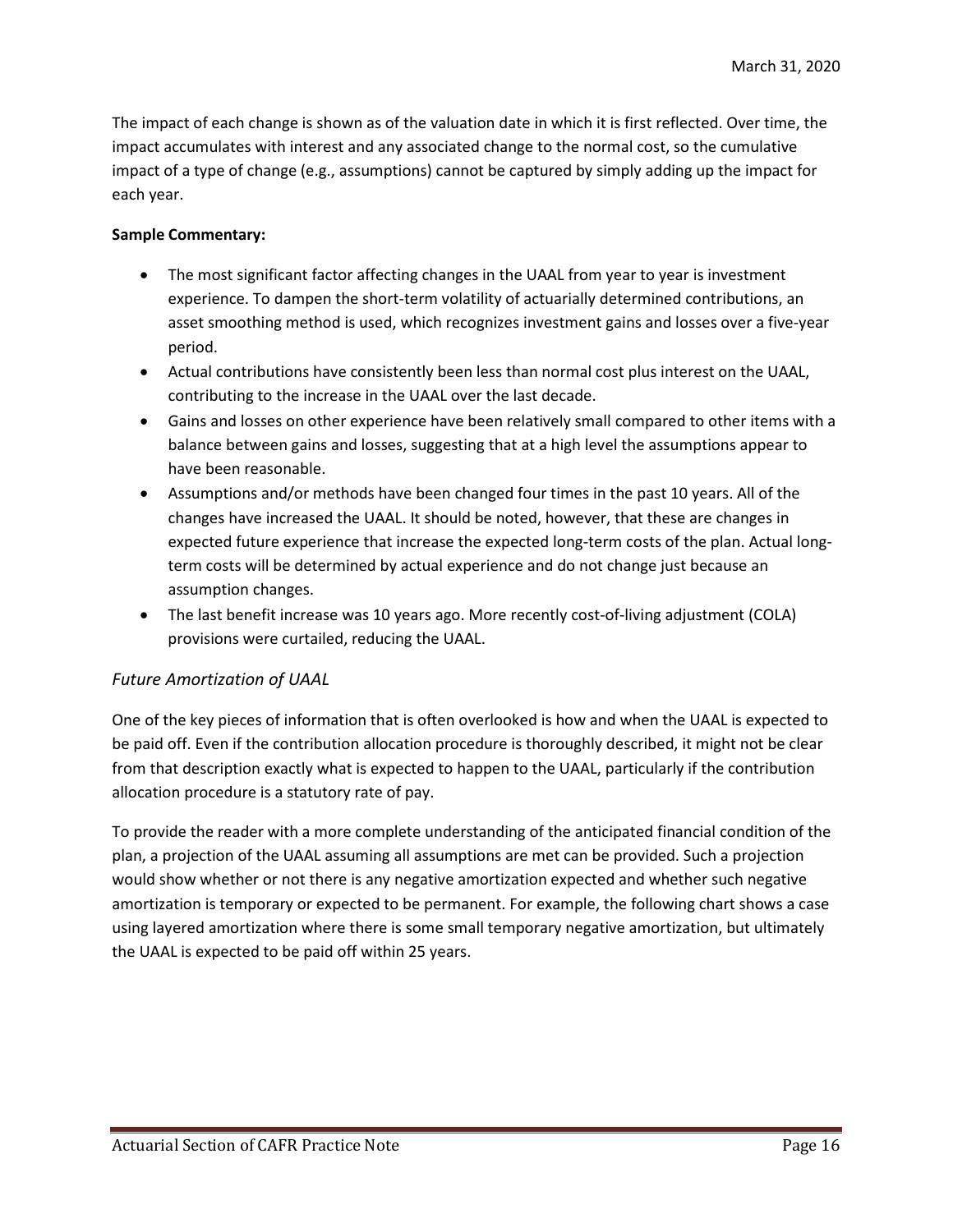The impact of each change is shown as of the valuation date in which it is first reflected. Over time, the impact accumulates with interest and any associated change to the normal cost, so the cumulative impact of a type of change (e.g., assumptions) cannot be captured by simply adding up the impact for each year.

**Sample Commentary:**

- The most significant factor affecting changes in the UAAL from year to year is investment experience. To dampen the short-term volatility of actuarially determined contributions, an asset smoothing method is used, which recognizes investment gains and losses over a five-year period.
- Actual contributions have consistently been less than normal cost plus interest on the UAAL, contributing to the increase in the UAAL over the last decade.
- Gains and losses on other experience have been relatively small compared to other items with a balance between gains and losses, suggesting that at a high level the assumptions appear to have been reasonable.
- Assumptions and/or methods have been changed four times in the past 10 years. All of the changes have increased the UAAL. It should be noted, however, that these are changes in expected future experience that increase the expected long-term costs of the plan. Actual long-term costs will be determined by actual experience and do not change just because an assumption changes.
- The last benefit increase was 10 years ago. More recently cost-of-living adjustment (COLA) provisions were curtailed, reducing the UAAL.

### *Future Amortization of UAAL*

One of the key pieces of information that is often overlooked is how and when the UAAL is expected to be paid off. Even if the contribution allocation procedure is thoroughly described, it might not be clear from that description exactly what is expected to happen to the UAAL, particularly if the contribution allocation procedure is a statutory rate of pay.

To provide the reader with a more complete understanding of the anticipated financial condition of the plan, a projection of the UAAL assuming all assumptions are met can be provided. Such a projection would show whether or not there is any negative amortization expected and whether such negative amortization is temporary or expected to be permanent. For example, the following chart shows a case using layered amortization where there is some small temporary negative amortization, but ultimately the UAAL is expected to be paid off within 25 years.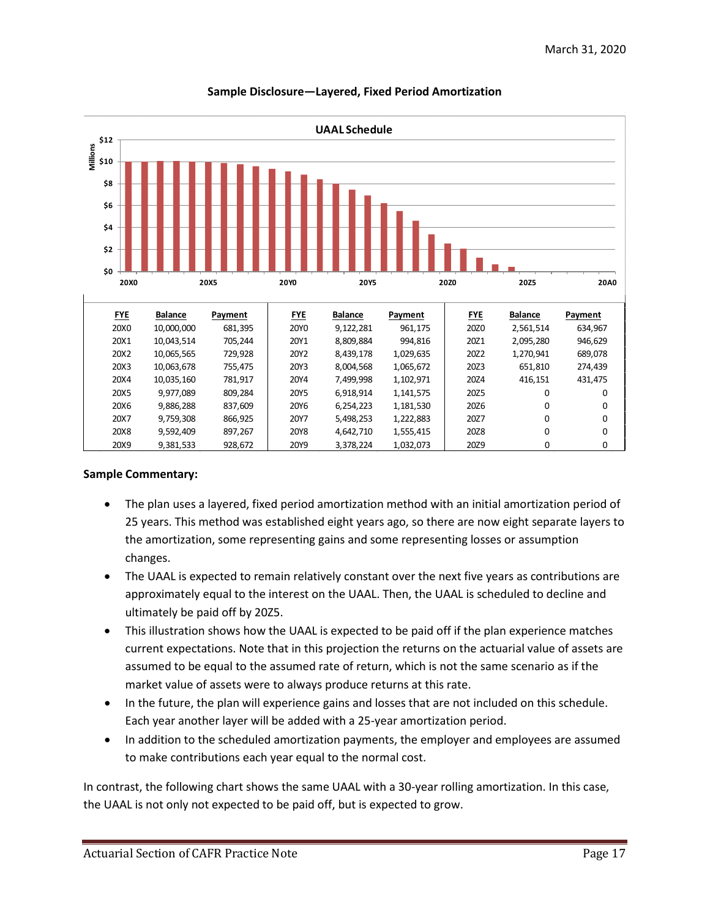**Sample Disclosure—Layered, Fixed Period Amortization**

UAAL Schedule

Millions

$12
$10
$8
$6
$4
$2
$0

20X0 20X5 20Y0 20Y5 20Z0 20Z5 20A0

| FYE | Balance | Payment | FYE | Balance | Payment | FYE | Balance | Payment |
|---|---|---|---|---|---|---|---|---|
| 20X0 | 10,000,000 | 681,395 | 20Y0 | 9,122,281 | 961,175 | 20Z0 | 2,561,514 | 634,967 |
| 20X1 | 10,043,514 | 705,244 | 20Y1 | 8,809,884 | 994,816 | 20Z1 | 2,095,280 | 946,629 |
| 20X2 | 10,065,565 | 729,928 | 20Y2 | 8,439,178 | 1,029,635 | 20Z2 | 1,270,941 | 689,078 |
| 20X3 | 10,063,678 | 755,475 | 20Y3 | 8,004,568 | 1,065,672 | 20Z3 | 651,810 | 274,439 |
| 20X4 | 10,035,160 | 781,917 | 20Y4 | 7,499,998 | 1,102,971 | 20Z4 | 416,151 | 431,475 |
| 20X5 | 9,977,089 | 809,284 | 20Y5 | 6,918,914 | 1,141,575 | 20Z5 | 0 | 0 |
| 20X6 | 9,886,288 | 837,609 | 20Y6 | 6,254,223 | 1,181,530 | 20Z6 | 0 | 0 |
| 20X7 | 9,759,308 | 866,925 | 20Y7 | 5,498,253 | 1,222,883 | 20Z7 | 0 | 0 |
| 20X8 | 9,592,409 | 897,267 | 20Y8 | 4,642,710 | 1,555,415 | 20Z8 | 0 | 0 |
| 20X9 | 9,381,533 | 928,672 | 20Y9 | 3,378,224 | 1,032,073 | 20Z9 | 0 | 0 |

**Sample Commentary:**

- The plan uses a layered, fixed period amortization method with an initial amortization period of 25 years. This method was established eight years ago, so there are now eight separate layers to the amortization, some representing gains and some representing losses or assumption changes.
- The UAAL is expected to remain relatively constant over the next five years as contributions are approximately equal to the interest on the UAAL. Then, the UAAL is scheduled to decline and ultimately be paid off by 20Z5.
- This illustration shows how the UAAL is expected to be paid off if the plan experience matches current expectations. Note that in this projection the returns on the actuarial value of assets are assumed to be equal to the assumed rate of return, which is not the same scenario as if the market value of assets were to always produce returns at this rate.
- In the future, the plan will experience gains and losses that are not included on this schedule. Each year another layer will be added with a 25-year amortization period.
- In addition to the scheduled amortization payments, the employer and employees are assumed to make contributions each year equal to the normal cost.

In contrast, the following chart shows the same UAAL with a 30-year rolling amortization. In this case, the UAAL is not only not expected to be paid off, but is expected to grow.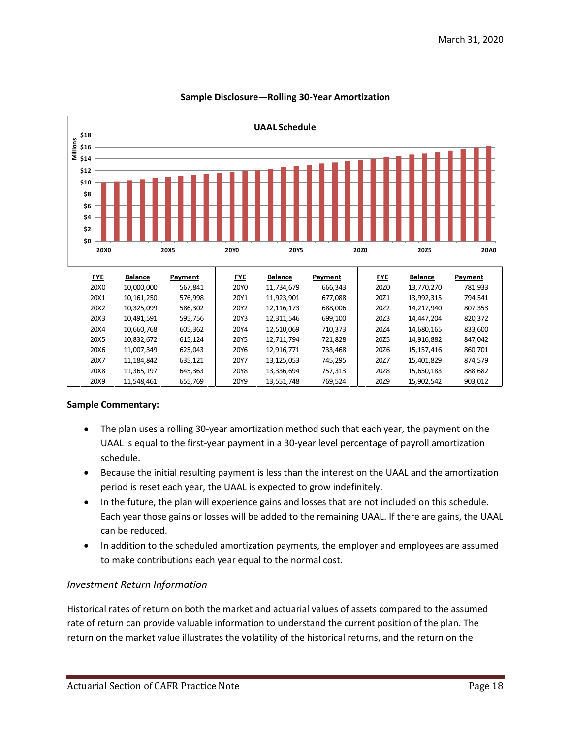**Sample Disclosure—Rolling 30-Year Amortization**

UAAL Schedule

Millions

$18
$16
$14
$12
$10
$8
$6
$4
$2
$0

20X0 20X5 20Y0 20Y5 20Z0 20Z5 20A0

| FYE | Balance | Payment | FYE | Balance | Payment | FYE | Balance | Payment |
|---|---|---|---|---|---|---|---|---|
| 20X0 | 10,000,000 | 567,841 | 20Y0 | 11,734,679 | 666,343 | 20Z0 | 13,770,270 | 781,933 |
| 20X1 | 10,161,250 | 576,998 | 20Y1 | 11,923,901 | 677,088 | 20Z1 | 13,992,315 | 794,541 |
| 20X2 | 10,325,099 | 586,302 | 20Y2 | 12,116,173 | 688,006 | 20Z2 | 14,217,940 | 807,353 |
| 20X3 | 10,491,591 | 595,756 | 20Y3 | 12,311,546 | 699,100 | 20Z3 | 14,447,204 | 820,372 |
| 20X4 | 10,660,768 | 605,362 | 20Y4 | 12,510,069 | 710,373 | 20Z4 | 14,680,165 | 833,600 |
| 20X5 | 10,832,672 | 615,124 | 20Y5 | 12,711,794 | 721,828 | 20Z5 | 14,916,882 | 847,042 |
| 20X6 | 11,007,349 | 625,043 | 20Y6 | 12,916,771 | 733,468 | 20Z6 | 15,157,416 | 860,701 |
| 20X7 | 11,184,842 | 635,121 | 20Y7 | 13,125,053 | 745,295 | 20Z7 | 15,401,829 | 874,579 |
| 20X8 | 11,365,197 | 645,363 | 20Y8 | 13,336,694 | 757,313 | 20Z8 | 15,650,183 | 888,682 |
| 20X9 | 11,548,461 | 655,769 | 20Y9 | 13,551,748 | 769,524 | 20Z9 | 15,902,542 | 903,012 |

**Sample Commentary:**

- The plan uses a rolling 30-year amortization method such that each year, the payment on the UAAL is equal to the first-year payment in a 30-year level percentage of payroll amortization schedule.
- Because the initial resulting payment is less than the interest on the UAAL and the amortization period is reset each year, the UAAL is expected to grow indefinitely.
- In the future, the plan will experience gains and losses that are not included on this schedule. Each year those gains or losses will be added to the remaining UAAL. If there are gains, the UAAL can be reduced.
- In addition to the scheduled amortization payments, the employer and employees are assumed to make contributions each year equal to the normal cost.

### *Investment Return Information*

Historical rates of return on both the market and actuarial values of assets compared to the assumed rate of return can provide valuable information to understand the current position of the plan. The return on the market value illustrates the volatility of the historical returns, and the return on the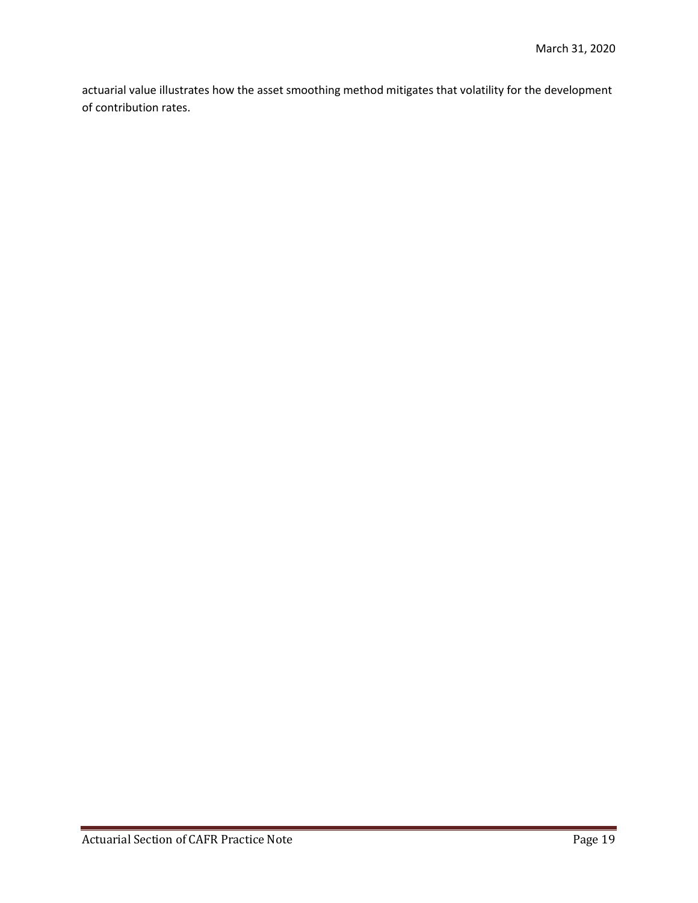actuarial value illustrates how the asset smoothing method mitigates that volatility for the development of contribution rates.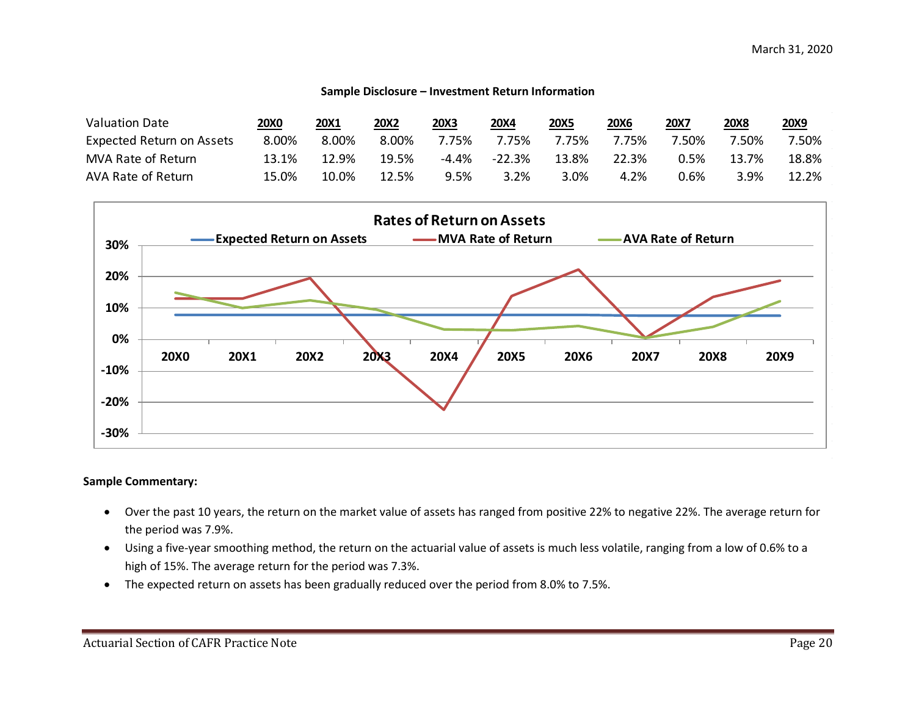March 31, 2020

**Sample Disclosure – Investment Return Information**

| Valuation Date | 20X0 | 20X1 | 20X2 | 20X3 | 20X4 | 20X5 | 20X6 | 20X7 | 20X8 | 20X9 |
|---|---|---|---|---|---|---|---|---|---|---|
| Expected Return on Assets | 8.00% | 8.00% | 8.00% | 7.75% | 7.75% | 7.75% | 7.75% | 7.50% | 7.50% | 7.50% |
| MVA Rate of Return | 13.1% | 12.9% | 19.5% | -4.4% | -22.3% | 13.8% | 22.3% | 0.5% | 13.7% | 18.8% |
| AVA Rate of Return | 15.0% | 10.0% | 12.5% | 9.5% | 3.2% | 3.0% | 4.2% | 0.6% | 3.9% | 12.2% |

Rates of Return on Assets

Expected Return on Assets
MVA Rate of Return
AVA Rate of Return

30%
20%
10%
0%
-10%
-20%
-30%

20X0 20X1 20X2 20X3 20X4 20X5 20X6 20X7 20X8 20X9

**Sample Commentary:**

- Over the past 10 years, the return on the market value of assets has ranged from positive 22% to negative 22%. The average return for the period was 7.9%.
- Using a five-year smoothing method, the return on the actuarial value of assets is much less volatile, ranging from a low of 0.6% to a high of 15%. The average return for the period was 7.3%.
- The expected return on assets has been gradually reduced over the period from 8.0% to 7.5%.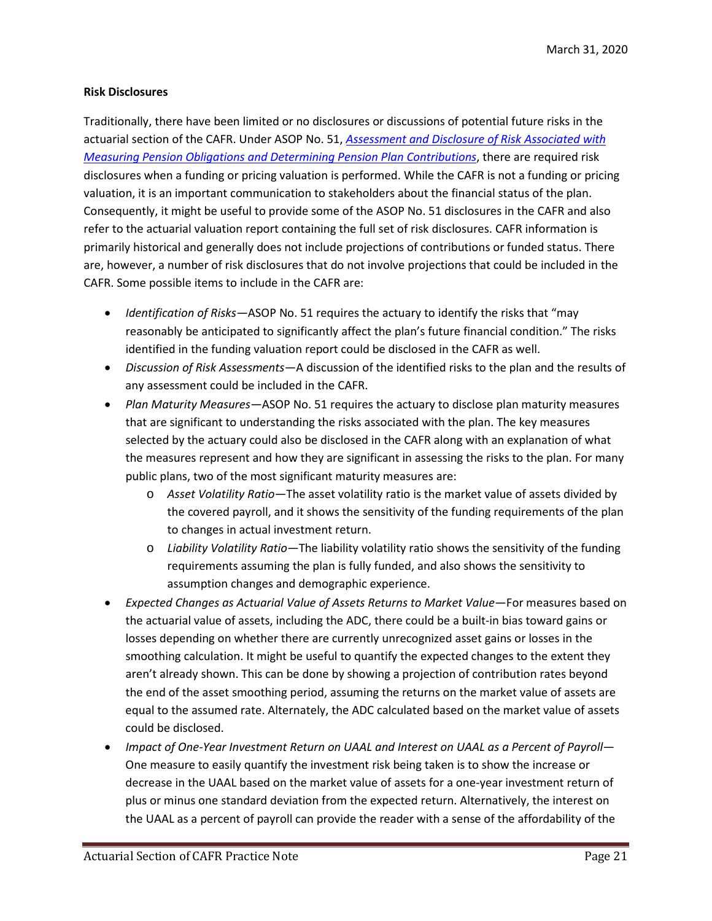**Risk Disclosures**

Traditionally, there have been limited or no disclosures or discussions of potential future risks in the actuarial section of the CAFR. Under ASOP No. 51, [*Assessment and Disclosure of Risk Associated with Measuring Pension Obligations and Determining Pension Plan Contributions*](), there are required risk disclosures when a funding or pricing valuation is performed. While the CAFR is not a funding or pricing valuation, it is an important communication to stakeholders about the financial status of the plan. Consequently, it might be useful to provide some of the ASOP No. 51 disclosures in the CAFR and also refer to the actuarial valuation report containing the full set of risk disclosures. CAFR information is primarily historical and generally does not include projections of contributions or funded status. There are, however, a number of risk disclosures that do not involve projections that could be included in the CAFR. Some possible items to include in the CAFR are:

- *Identification of Risks*—ASOP No. 51 requires the actuary to identify the risks that "may reasonably be anticipated to significantly affect the plan's future financial condition." The risks identified in the funding valuation report could be disclosed in the CAFR as well.
- *Discussion of Risk Assessments*—A discussion of the identified risks to the plan and the results of any assessment could be included in the CAFR.
- *Plan Maturity Measures*—ASOP No. 51 requires the actuary to disclose plan maturity measures that are significant to understanding the risks associated with the plan. The key measures selected by the actuary could also be disclosed in the CAFR along with an explanation of what the measures represent and how they are significant in assessing the risks to the plan. For many public plans, two of the most significant maturity measures are:
  - *Asset Volatility Ratio*—The asset volatility ratio is the market value of assets divided by the covered payroll, and it shows the sensitivity of the funding requirements of the plan to changes in actual investment return.
  - *Liability Volatility Ratio*—The liability volatility ratio shows the sensitivity of the funding requirements assuming the plan is fully funded, and also shows the sensitivity to assumption changes and demographic experience.
- *Expected Changes as Actuarial Value of Assets Returns to Market Value*—For measures based on the actuarial value of assets, including the ADC, there could be a built-in bias toward gains or losses depending on whether there are currently unrecognized asset gains or losses in the smoothing calculation. It might be useful to quantify the expected changes to the extent they aren't already shown. This can be done by showing a projection of contribution rates beyond the end of the asset smoothing period, assuming the returns on the market value of assets are equal to the assumed rate. Alternately, the ADC calculated based on the market value of assets could be disclosed.
- *Impact of One-Year Investment Return on UAAL and Interest on UAAL as a Percent of Payroll*—One measure to easily quantify the investment risk being taken is to show the increase or decrease in the UAAL based on the market value of assets for a one-year investment return of plus or minus one standard deviation from the expected return. Alternatively, the interest on the UAAL as a percent of payroll can provide the reader with a sense of the affordability of the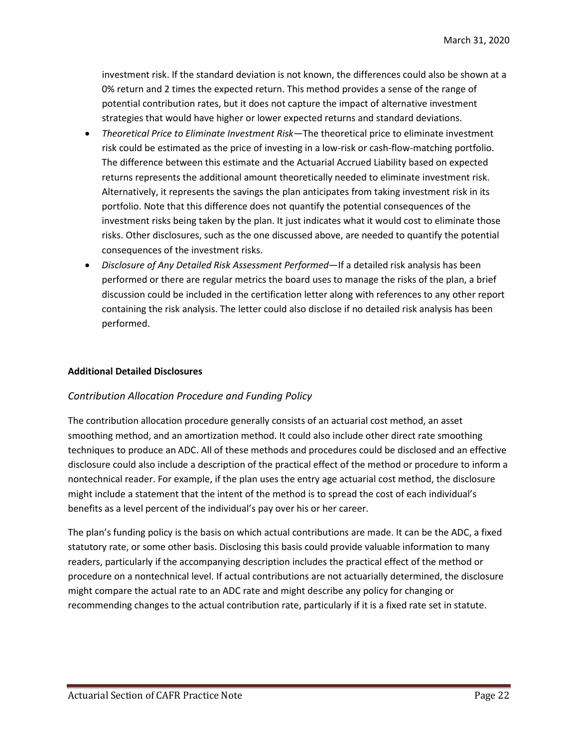investment risk. If the standard deviation is not known, the differences could also be shown at a 0% return and 2 times the expected return. This method provides a sense of the range of potential contribution rates, but it does not capture the impact of alternative investment strategies that would have higher or lower expected returns and standard deviations.

- *Theoretical Price to Eliminate Investment Risk*—The theoretical price to eliminate investment risk could be estimated as the price of investing in a low-risk or cash-flow-matching portfolio. The difference between this estimate and the Actuarial Accrued Liability based on expected returns represents the additional amount theoretically needed to eliminate investment risk. Alternatively, it represents the savings the plan anticipates from taking investment risk in its portfolio. Note that this difference does not quantify the potential consequences of the investment risks being taken by the plan. It just indicates what it would cost to eliminate those risks. Other disclosures, such as the one discussed above, are needed to quantify the potential consequences of the investment risks.
- *Disclosure of Any Detailed Risk Assessment Performed*—If a detailed risk analysis has been performed or there are regular metrics the board uses to manage the risks of the plan, a brief discussion could be included in the certification letter along with references to any other report containing the risk analysis. The letter could also disclose if no detailed risk analysis has been performed.

**Additional Detailed Disclosures**

## *Contribution Allocation Procedure and Funding Policy*

The contribution allocation procedure generally consists of an actuarial cost method, an asset smoothing method, and an amortization method. It could also include other direct rate smoothing techniques to produce an ADC. All of these methods and procedures could be disclosed and an effective disclosure could also include a description of the practical effect of the method or procedure to inform a nontechnical reader. For example, if the plan uses the entry age actuarial cost method, the disclosure might include a statement that the intent of the method is to spread the cost of each individual's benefits as a level percent of the individual's pay over his or her career.

The plan's funding policy is the basis on which actual contributions are made. It can be the ADC, a fixed statutory rate, or some other basis. Disclosing this basis could provide valuable information to many readers, particularly if the accompanying description includes the practical effect of the method or procedure on a nontechnical level. If actual contributions are not actuarially determined, the disclosure might compare the actual rate to an ADC rate and might describe any policy for changing or recommending changes to the actual contribution rate, particularly if it is a fixed rate set in statute.